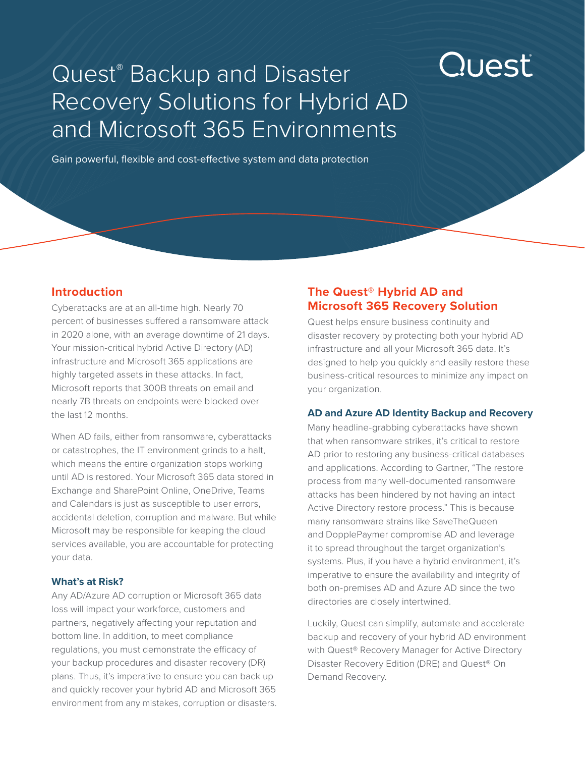# Quest® Backup and Disaster Recovery Solutions for Hybrid AD and Microsoft 365 Environments

Quest

Gain powerful, flexible and cost-effective system and data protection

## Introduction

Cyberattacks are at an all-time high. Nearly 70 percent of businesses suffered a ransomware attack in 2020 alone, with an average downtime of 21 days. Your mission-critical hybrid Active Directory (AD) infrastructure and Microsoft 365 applications are highly targeted assets in these attacks. In fact, Microsoft reports that 300B threats on email and nearly 7B threats on endpoints were blocked over the last 12 months.

When AD fails, either from ransomware, cyberattacks or catastrophes, the IT environment grinds to a halt, which means the entire organization stops working until AD is restored. Your Microsoft 365 data stored in Exchange and SharePoint Online, OneDrive, Teams and Calendars is just as susceptible to user errors, accidental deletion, corruption and malware. But while Microsoft may be responsible for keeping the cloud services available, you are accountable for protecting your data.

### What's at Risk?

Any AD/Azure AD corruption or Microsoft 365 data loss will impact your workforce, customers and partners, negatively affecting your reputation and bottom line. In addition, to meet compliance regulations, you must demonstrate the efficacy of your backup procedures and disaster recovery (DR) plans. Thus, it's imperative to ensure you can back up and quickly recover your hybrid AD and Microsoft 365 environment from any mistakes, corruption or disasters.

## The Quest® Hybrid AD and Microsoft 365 Recovery Solution

Quest helps ensure business continuity and disaster recovery by protecting both your hybrid AD infrastructure and all your Microsoft 365 data. It's designed to help you quickly and easily restore these business-critical resources to minimize any impact on your organization.

### AD and Azure AD Identity Backup and Recovery

Many headline-grabbing cyberattacks have shown that when ransomware strikes, it's critical to restore AD prior to restoring any business-critical databases and applications. According to Gartner, "The restore process from many well-documented ransomware attacks has been hindered by not having an intact Active Directory restore process." This is because many ransomware strains like SaveTheQueen and DopplePaymer compromise AD and leverage it to spread throughout the target organization's systems. Plus, if you have a hybrid environment, it's imperative to ensure the availability and integrity of both on-premises AD and Azure AD since the two directories are closely intertwined.

Luckily, Quest can simplify, automate and accelerate backup and recovery of your hybrid AD environment with Quest® Recovery Manager for Active Directory Disaster Recovery Edition (DRE) and Quest® On Demand Recovery.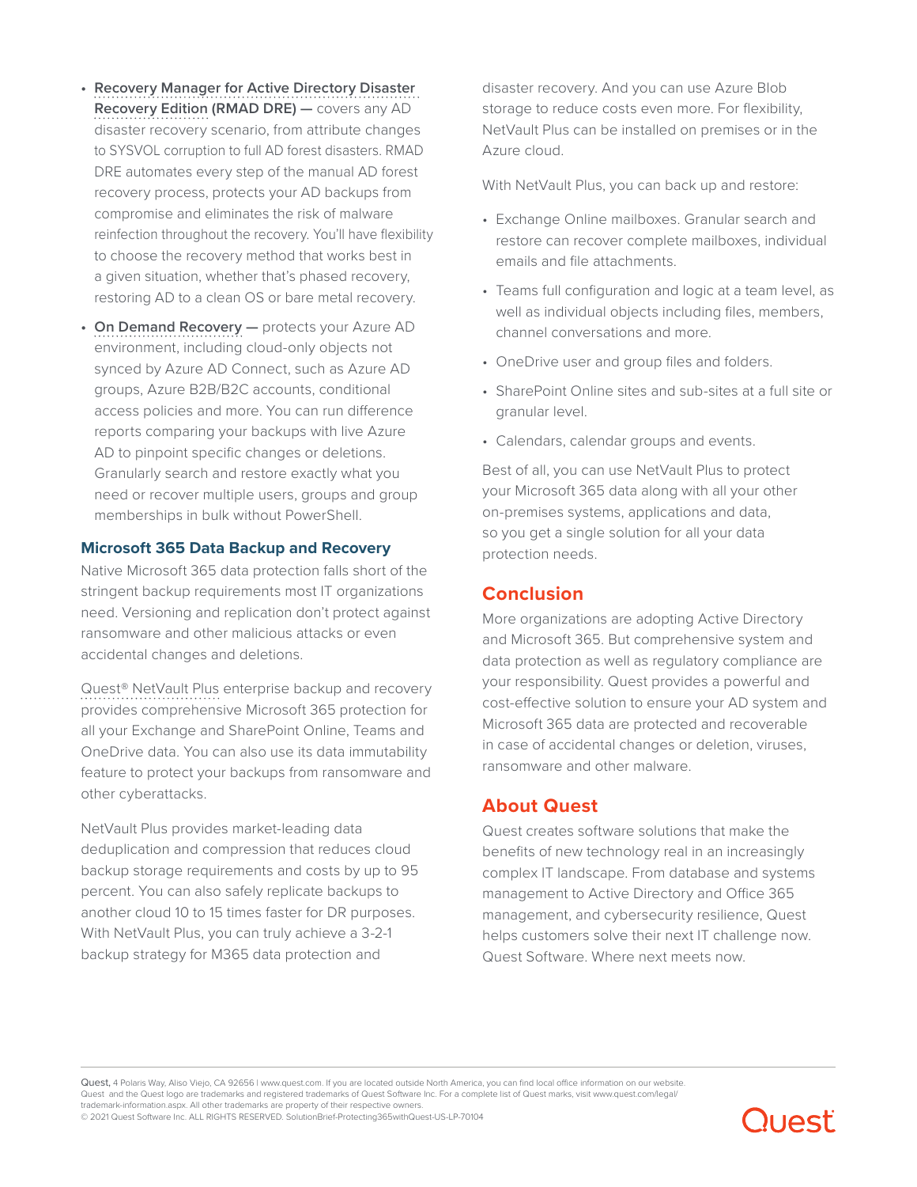- **Recovery Manager for Active Directory Disaster Recovery Edition (RMAD DRE) —** covers any AD disaster recovery scenario, from attribute changes to SYSVOL corruption to full AD forest disasters. RMAD DRE automates every step of the manual AD forest recovery process, protects your AD backups from compromise and eliminates the risk of malware reinfection throughout the recovery. You'll have flexibility to choose the recovery method that works best in a given situation, whether that's phased recovery, restoring AD to a clean OS or bare metal recovery.
- **On Demand Recovery —** protects your Azure AD environment, including cloud-only objects not synced by Azure AD Connect, such as Azure AD groups, Azure B2B/B2C accounts, conditional access policies and more. You can run difference reports comparing your backups with live Azure AD to pinpoint specific changes or deletions. Granularly search and restore exactly what you need or recover multiple users, groups and group memberships in bulk without PowerShell.

### Microsoft 365 Data Backup and Recovery

Native Microsoft 365 data protection falls short of the stringent backup requirements most IT organizations need. Versioning and replication don't protect against ransomware and other malicious attacks or even accidental changes and deletions.

Quest® NetVault Plus enterprise backup and recovery provides comprehensive Microsoft 365 protection for all your Exchange and SharePoint Online, Teams and OneDrive data. You can also use its data immutability feature to protect your backups from ransomware and other cyberattacks.

NetVault Plus provides market-leading data deduplication and compression that reduces cloud backup storage requirements and costs by up to 95 percent. You can also safely replicate backups to another cloud 10 to 15 times faster for DR purposes. With NetVault Plus, you can truly achieve a 3-2-1 backup strategy for M365 data protection and disaster recovery. And you can use Azure Blob storage to reduce costs even more. For flexibility, NetVault Plus can be installed on premises or in the Azure cloud.

With NetVault Plus, you can back up and restore:

- Exchange Online mailboxes. Granular search and restore can recover complete mailboxes, individual emails and file attachments.
- Teams full configuration and logic at a team level, as well as individual objects including files, members, channel conversations and more.
- OneDrive user and group files and folders.
- SharePoint Online sites and sub-sites at a full site or granular level.
- Calendars, calendar groups and events.

Best of all, you can use NetVault Plus to protect your Microsoft 365 data along with all your other on-premises systems, applications and data, so you get a single solution for all your data protection needs.

## Conclusion

More organizations are adopting Active Directory and Microsoft 365. But comprehensive system and data protection as well as regulatory compliance are your responsibility. Quest provides a powerful and cost-effective solution to ensure your AD system and Microsoft 365 data are protected and recoverable in case of accidental changes or deletion, viruses, ransomware and other malware.

## About Quest

Quest creates software solutions that make the benefits of new technology real in an increasingly complex IT landscape. From database and systems management to Active Directory and Office 365 management, and cybersecurity resilience, Quest helps customers solve their next IT challenge now. Quest Software. Where next meets now.

**Quest,** 4 Polaris Way, Aliso Viejo, CA 92656 | www.quest.com. If you are located outside North America, you can find local office information on our website.
Quest and the Quest logo are trademarks and registered trademarks of Quest Software Inc. For a complete list of Quest marks, visit www.quest.com/legal/trademark-information.aspx. All other trademarks are property of their respective owners.
© 2021 Quest Software Inc. ALL RIGHTS RESERVED. SolutionBrief-Protecting365withQuest-US-LP-70104